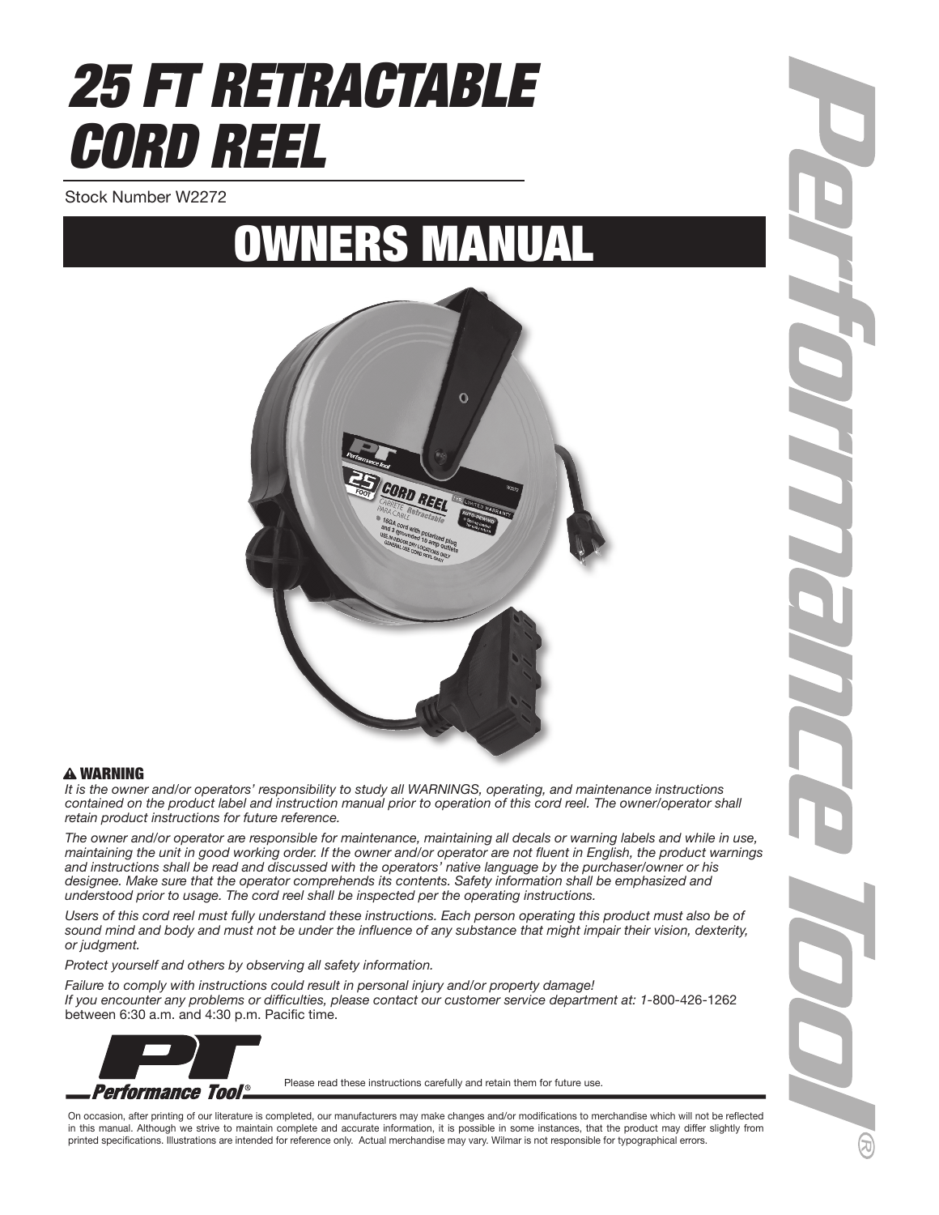# 25 FT RETRACTABLE CORD REEL

Stock Number W2272

## OWNERS MANUAL

**⚠ WARNING**

*It is the owner and/or operators' responsibility to study all WARNINGS, operating, and maintenance instructions contained on the product label and instruction manual prior to operation of this cord reel. The owner/operator shall retain product instructions for future reference.*

*The owner and/or operator are responsible for maintenance, maintaining all decals or warning labels and while in use, maintaining the unit in good working order. If the owner and/or operator are not fluent in English, the product warnings and instructions shall be read and discussed with the operators' native language by the purchaser/owner or his designee. Make sure that the operator comprehends its contents. Safety information shall be emphasized and understood prior to usage. The cord reel shall be inspected per the operating instructions.*

*Users of this cord reel must fully understand these instructions. Each person operating this product must also be of sound mind and body and must not be under the influence of any substance that might impair their vision, dexterity, or judgment.*

*Protect yourself and others by observing all safety information.*

*Failure to comply with instructions could result in personal injury and/or property damage!*
*If you encounter any problems or difficulties, please contact our customer service department at: 1*-800-426-1262 between 6:30 a.m. and 4:30 p.m. Pacific time.

Please read these instructions carefully and retain them for future use.

On occasion, after printing of our literature is completed, our manufacturers may make changes and/or modifications to merchandise which will not be reflected in this manual. Although we strive to maintain complete and accurate information, it is possible in some instances, that the product may differ slightly from printed specifications. Illustrations are intended for reference only. Actual merchandise may vary. Wilmar is not responsible for typographical errors.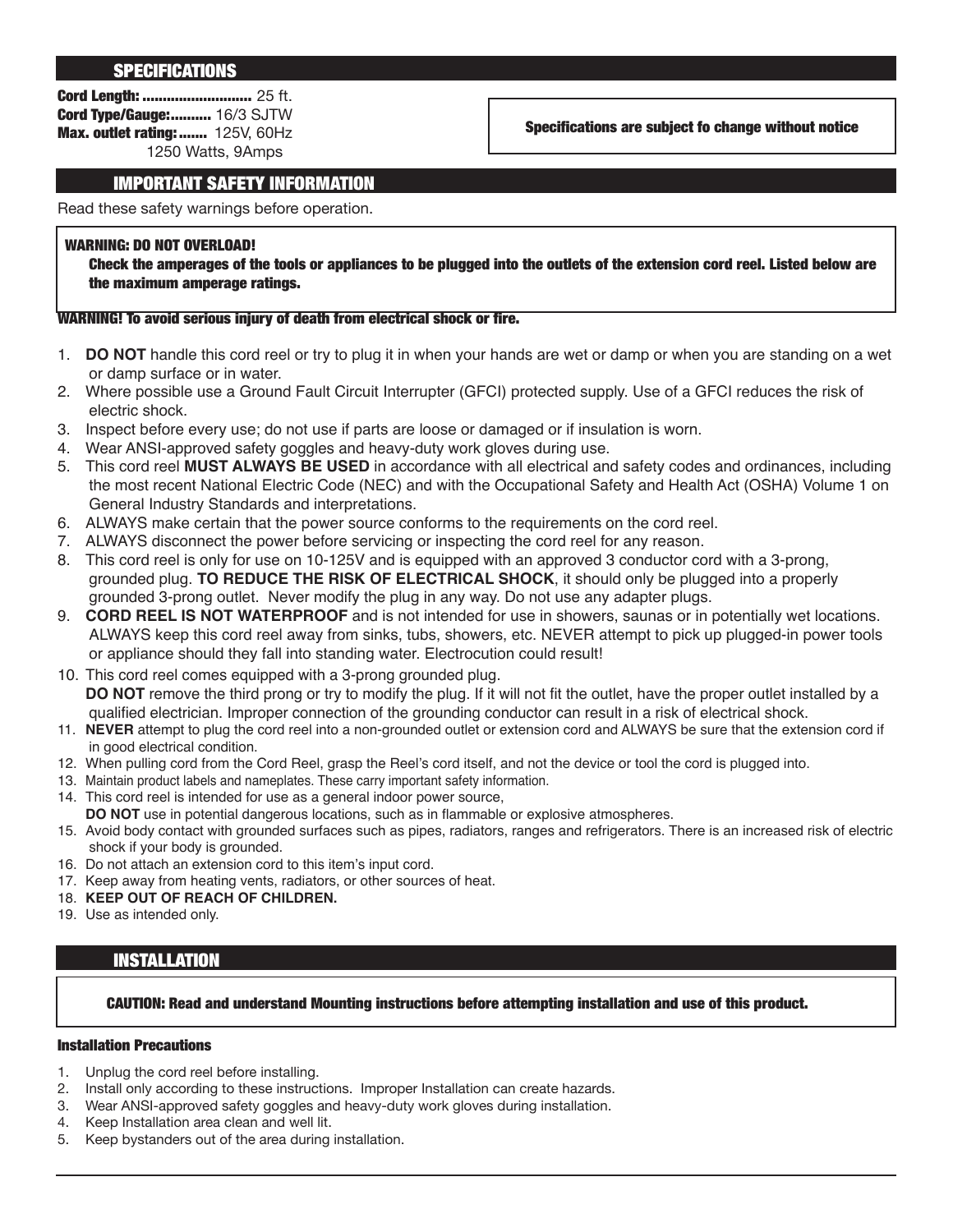## SPECIFICATIONS

**Cord Length:** .......................... 25 ft.
**Cord Type/Gauge:**.......... 16/3 SJTW
**Max. outlet rating:**....... 125V, 60Hz
1250 Watts, 9Amps

**Specifications are subject fo change without notice**

## IMPORTANT SAFETY INFORMATION

Read these safety warnings before operation.

**WARNING: DO NOT OVERLOAD!**
**Check the amperages of the tools or appliances to be plugged into the outlets of the extension cord reel. Listed below are the maximum amperage ratings.**

**WARNING! To avoid serious injury of death from electrical shock or fire.**

1. **DO NOT** handle this cord reel or try to plug it in when your hands are wet or damp or when you are standing on a wet or damp surface or in water.
2. Where possible use a Ground Fault Circuit Interrupter (GFCI) protected supply. Use of a GFCI reduces the risk of electric shock.
3. Inspect before every use; do not use if parts are loose or damaged or if insulation is worn.
4. Wear ANSI-approved safety goggles and heavy-duty work gloves during use.
5. This cord reel **MUST ALWAYS BE USED** in accordance with all electrical and safety codes and ordinances, including the most recent National Electric Code (NEC) and with the Occupational Safety and Health Act (OSHA) Volume 1 on General Industry Standards and interpretations.
6. ALWAYS make certain that the power source conforms to the requirements on the cord reel.
7. ALWAYS disconnect the power before servicing or inspecting the cord reel for any reason.
8. This cord reel is only for use on 10-125V and is equipped with an approved 3 conductor cord with a 3-prong, grounded plug. **TO REDUCE THE RISK OF ELECTRICAL SHOCK**, it should only be plugged into a properly grounded 3-prong outlet. Never modify the plug in any way. Do not use any adapter plugs.
9. **CORD REEL IS NOT WATERPROOF** and is not intended for use in showers, saunas or in potentially wet locations. ALWAYS keep this cord reel away from sinks, tubs, showers, etc. NEVER attempt to pick up plugged-in power tools or appliance should they fall into standing water. Electrocution could result!
10. This cord reel comes equipped with a 3-prong grounded plug.
    **DO NOT** remove the third prong or try to modify the plug. If it will not fit the outlet, have the proper outlet installed by a qualified electrician. Improper connection of the grounding conductor can result in a risk of electrical shock.
11. **NEVER** attempt to plug the cord reel into a non-grounded outlet or extension cord and ALWAYS be sure that the extension cord if in good electrical condition.
12. When pulling cord from the Cord Reel, grasp the Reel's cord itself, and not the device or tool the cord is plugged into.
13. Maintain product labels and nameplates. These carry important safety information.
14. This cord reel is intended for use as a general indoor power source,
    **DO NOT** use in potential dangerous locations, such as in flammable or explosive atmospheres.
15. Avoid body contact with grounded surfaces such as pipes, radiators, ranges and refrigerators. There is an increased risk of electric shock if your body is grounded.
16. Do not attach an extension cord to this item's input cord.
17. Keep away from heating vents, radiators, or other sources of heat.
18. **KEEP OUT OF REACH OF CHILDREN.**
19. Use as intended only.

## INSTALLATION

**CAUTION: Read and understand Mounting instructions before attempting installation and use of this product.**

### Installation Precautions

1. Unplug the cord reel before installing.
2. Install only according to these instructions. Improper Installation can create hazards.
3. Wear ANSI-approved safety goggles and heavy-duty work gloves during installation.
4. Keep Installation area clean and well lit.
5. Keep bystanders out of the area during installation.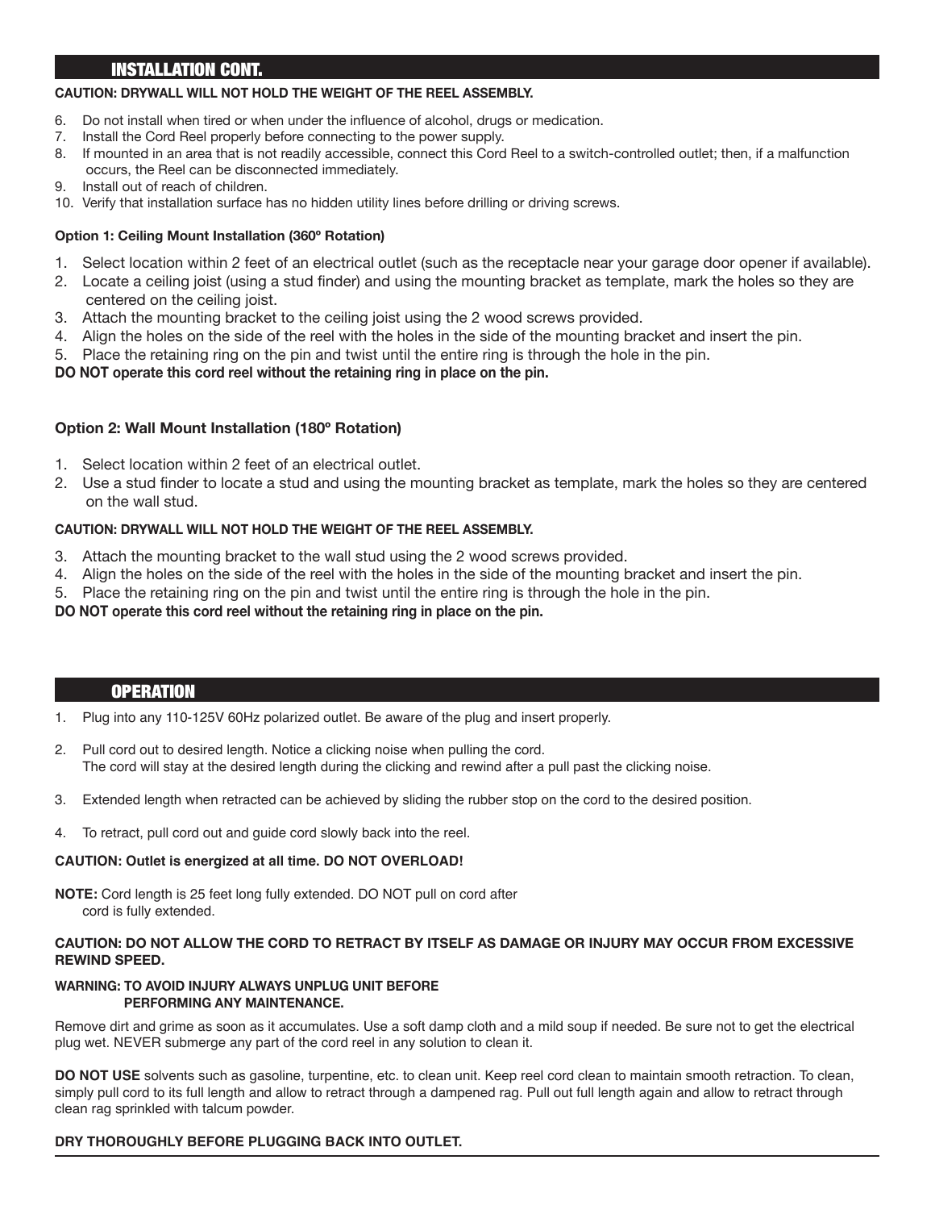## INSTALLATION CONT.

**CAUTION: DRYWALL WILL NOT HOLD THE WEIGHT OF THE REEL ASSEMBLY.**

6. Do not install when tired or when under the influence of alcohol, drugs or medication.
7. Install the Cord Reel properly before connecting to the power supply.
8. If mounted in an area that is not readily accessible, connect this Cord Reel to a switch-controlled outlet; then, if a malfunction occurs, the Reel can be disconnected immediately.
9. Install out of reach of children.
10. Verify that installation surface has no hidden utility lines before drilling or driving screws.

**Option 1: Ceiling Mount Installation (360º Rotation)**

1. Select location within 2 feet of an electrical outlet (such as the receptacle near your garage door opener if available).
2. Locate a ceiling joist (using a stud finder) and using the mounting bracket as template, mark the holes so they are centered on the ceiling joist.
3. Attach the mounting bracket to the ceiling joist using the 2 wood screws provided.
4. Align the holes on the side of the reel with the holes in the side of the mounting bracket and insert the pin.
5. Place the retaining ring on the pin and twist until the entire ring is through the hole in the pin.

**DO NOT operate this cord reel without the retaining ring in place on the pin.**

**Option 2: Wall Mount Installation (180º Rotation)**

1. Select location within 2 feet of an electrical outlet.
2. Use a stud finder to locate a stud and using the mounting bracket as template, mark the holes so they are centered on the wall stud.

**CAUTION: DRYWALL WILL NOT HOLD THE WEIGHT OF THE REEL ASSEMBLY.**

3. Attach the mounting bracket to the wall stud using the 2 wood screws provided.
4. Align the holes on the side of the reel with the holes in the side of the mounting bracket and insert the pin.
5. Place the retaining ring on the pin and twist until the entire ring is through the hole in the pin.

**DO NOT operate this cord reel without the retaining ring in place on the pin.**

## OPERATION

1. Plug into any 110-125V 60Hz polarized outlet. Be aware of the plug and insert properly.
2. Pull cord out to desired length. Notice a clicking noise when pulling the cord. The cord will stay at the desired length during the clicking and rewind after a pull past the clicking noise.
3. Extended length when retracted can be achieved by sliding the rubber stop on the cord to the desired position.
4. To retract, pull cord out and guide cord slowly back into the reel.

**CAUTION: Outlet is energized at all time. DO NOT OVERLOAD!**

**NOTE:** Cord length is 25 feet long fully extended. DO NOT pull on cord after cord is fully extended.

**CAUTION: DO NOT ALLOW THE CORD TO RETRACT BY ITSELF AS DAMAGE OR INJURY MAY OCCUR FROM EXCESSIVE REWIND SPEED.**

**WARNING: TO AVOID INJURY ALWAYS UNPLUG UNIT BEFORE PERFORMING ANY MAINTENANCE.**

Remove dirt and grime as soon as it accumulates. Use a soft damp cloth and a mild soup if needed. Be sure not to get the electrical plug wet. NEVER submerge any part of the cord reel in any solution to clean it.

**DO NOT USE** solvents such as gasoline, turpentine, etc. to clean unit. Keep reel cord clean to maintain smooth retraction. To clean, simply pull cord to its full length and allow to retract through a dampened rag. Pull out full length again and allow to retract through clean rag sprinkled with talcum powder.

**DRY THOROUGHLY BEFORE PLUGGING BACK INTO OUTLET.**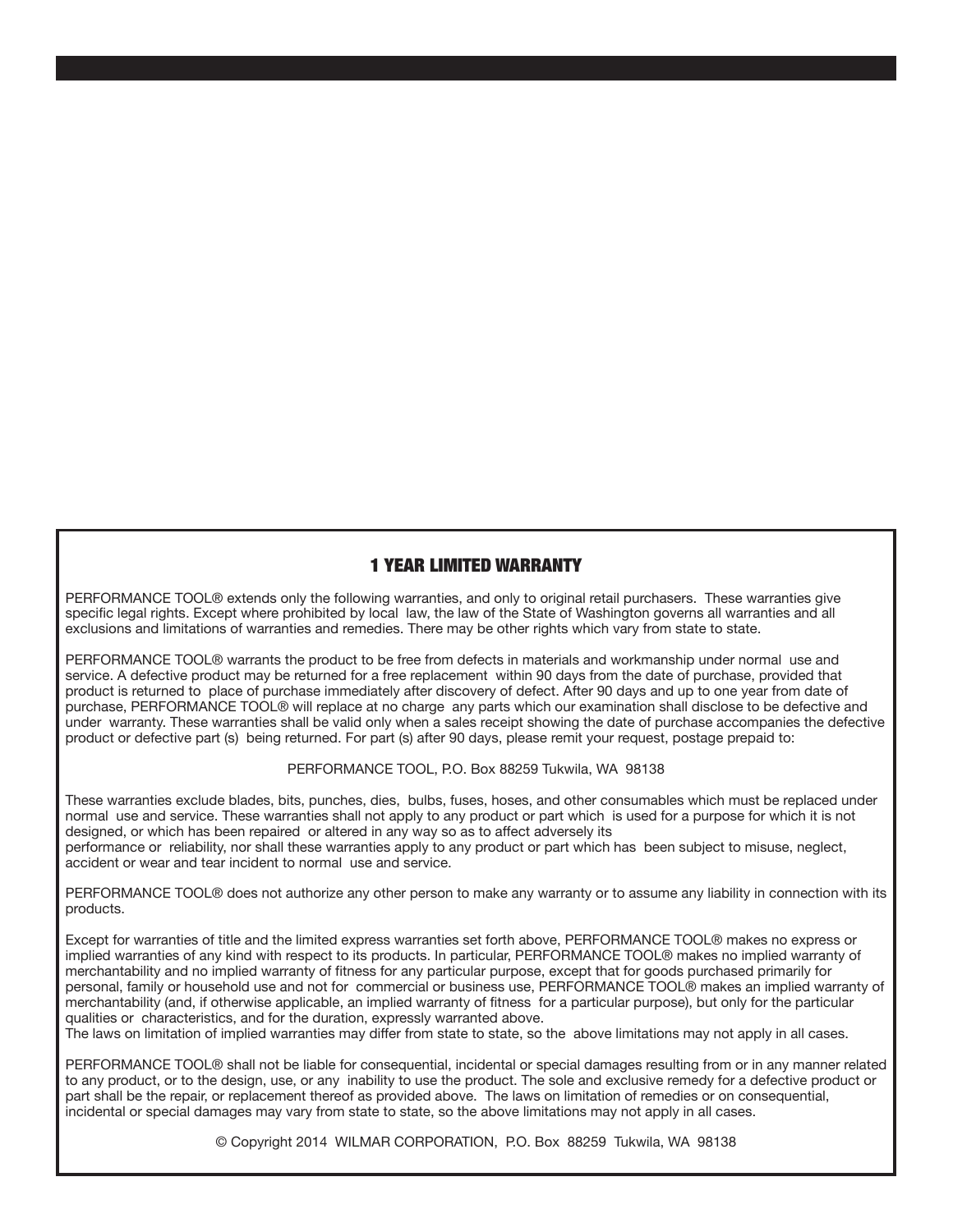## 1 YEAR LIMITED WARRANTY

PERFORMANCE TOOL® extends only the following warranties, and only to original retail purchasers. These warranties give specific legal rights. Except where prohibited by local law, the law of the State of Washington governs all warranties and all exclusions and limitations of warranties and remedies. There may be other rights which vary from state to state.

PERFORMANCE TOOL® warrants the product to be free from defects in materials and workmanship under normal use and service. A defective product may be returned for a free replacement within 90 days from the date of purchase, provided that product is returned to place of purchase immediately after discovery of defect. After 90 days and up to one year from date of purchase, PERFORMANCE TOOL® will replace at no charge any parts which our examination shall disclose to be defective and under warranty. These warranties shall be valid only when a sales receipt showing the date of purchase accompanies the defective product or defective part (s) being returned. For part (s) after 90 days, please remit your request, postage prepaid to:

PERFORMANCE TOOL, P.O. Box 88259 Tukwila, WA 98138

These warranties exclude blades, bits, punches, dies, bulbs, fuses, hoses, and other consumables which must be replaced under normal use and service. These warranties shall not apply to any product or part which is used for a purpose for which it is not designed, or which has been repaired or altered in any way so as to affect adversely its performance or reliability, nor shall these warranties apply to any product or part which has been subject to misuse, neglect, accident or wear and tear incident to normal use and service.

PERFORMANCE TOOL® does not authorize any other person to make any warranty or to assume any liability in connection with its products.

Except for warranties of title and the limited express warranties set forth above, PERFORMANCE TOOL® makes no express or implied warranties of any kind with respect to its products. In particular, PERFORMANCE TOOL® makes no implied warranty of merchantability and no implied warranty of fitness for any particular purpose, except that for goods purchased primarily for personal, family or household use and not for commercial or business use, PERFORMANCE TOOL® makes an implied warranty of merchantability (and, if otherwise applicable, an implied warranty of fitness for a particular purpose), but only for the particular qualities or characteristics, and for the duration, expressly warranted above.
The laws on limitation of implied warranties may differ from state to state, so the above limitations may not apply in all cases.

PERFORMANCE TOOL® shall not be liable for consequential, incidental or special damages resulting from or in any manner related to any product, or to the design, use, or any inability to use the product. The sole and exclusive remedy for a defective product or part shall be the repair, or replacement thereof as provided above. The laws on limitation of remedies or on consequential, incidental or special damages may vary from state to state, so the above limitations may not apply in all cases.

© Copyright 2014 WILMAR CORPORATION, P.O. Box 88259 Tukwila, WA 98138